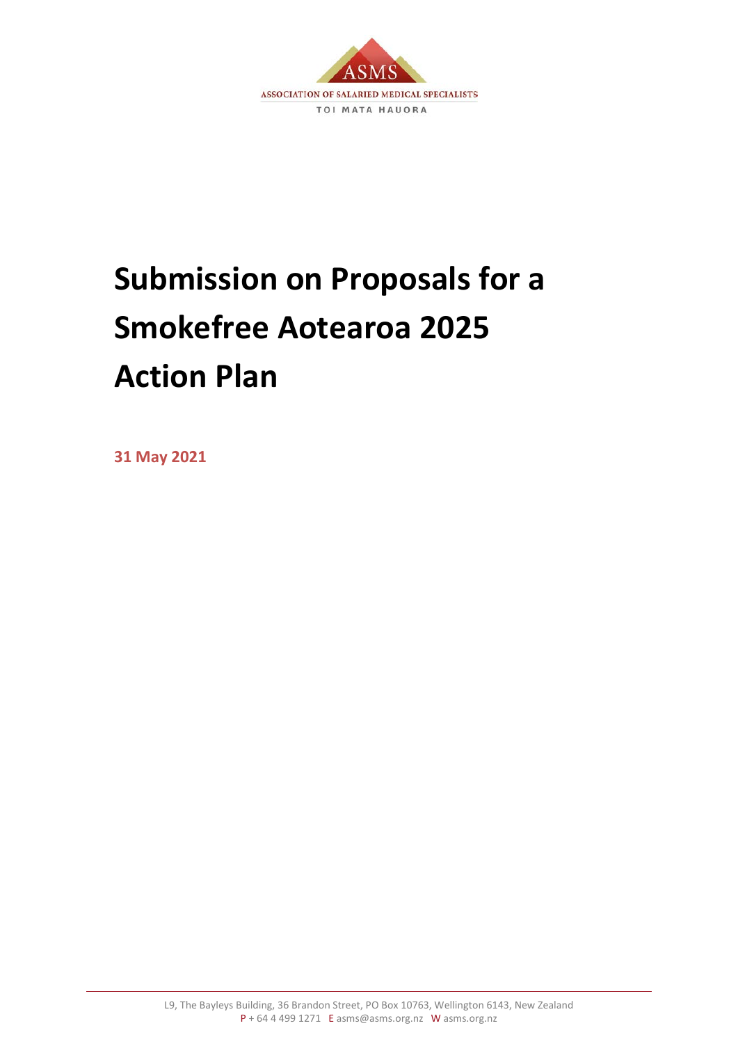ASMS

ASSOCIATION OF SALARIED MEDICAL SPECIALISTS

TOI MATA HAUORA

# Submission on Proposals for a Smokefree Aotearoa 2025 Action Plan

**31 May 2021**

L9, The Bayleys Building, 36 Brandon Street, PO Box 10763, Wellington 6143, New Zealand
P + 64 4 499 1271 E asms@asms.org.nz W asms.org.nz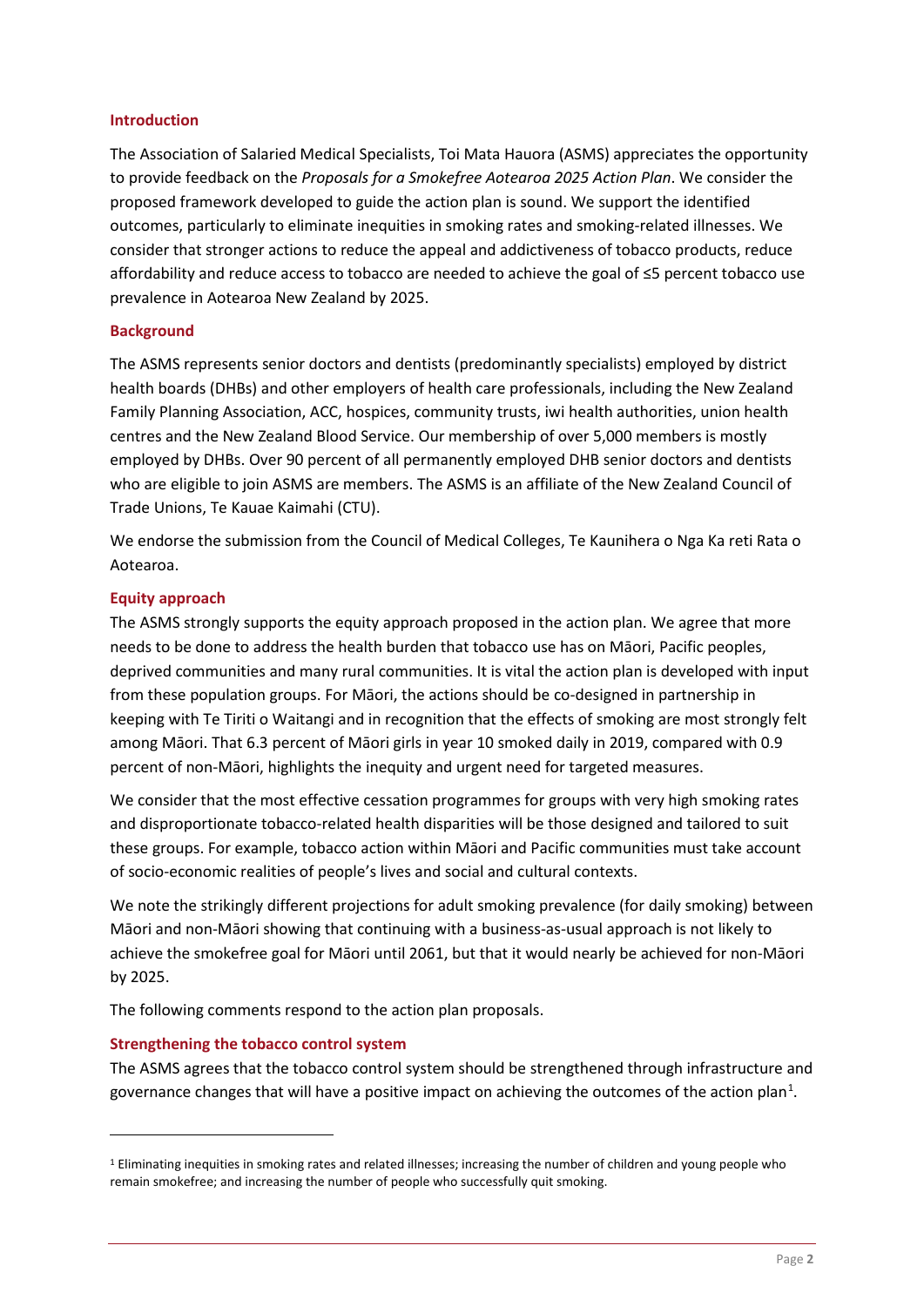## Introduction

The Association of Salaried Medical Specialists, Toi Mata Hauora (ASMS) appreciates the opportunity to provide feedback on the *Proposals for a Smokefree Aotearoa 2025 Action Plan*. We consider the proposed framework developed to guide the action plan is sound. We support the identified outcomes, particularly to eliminate inequities in smoking rates and smoking-related illnesses. We consider that stronger actions to reduce the appeal and addictiveness of tobacco products, reduce affordability and reduce access to tobacco are needed to achieve the goal of ≤5 percent tobacco use prevalence in Aotearoa New Zealand by 2025.

## Background

The ASMS represents senior doctors and dentists (predominantly specialists) employed by district health boards (DHBs) and other employers of health care professionals, including the New Zealand Family Planning Association, ACC, hospices, community trusts, iwi health authorities, union health centres and the New Zealand Blood Service. Our membership of over 5,000 members is mostly employed by DHBs. Over 90 percent of all permanently employed DHB senior doctors and dentists who are eligible to join ASMS are members. The ASMS is an affiliate of the New Zealand Council of Trade Unions, Te Kauae Kaimahi (CTU).

We endorse the submission from the Council of Medical Colleges, Te Kaunihera o Nga Ka reti Rata o Aotearoa.

## Equity approach

The ASMS strongly supports the equity approach proposed in the action plan. We agree that more needs to be done to address the health burden that tobacco use has on Māori, Pacific peoples, deprived communities and many rural communities. It is vital the action plan is developed with input from these population groups. For Māori, the actions should be co-designed in partnership in keeping with Te Tiriti o Waitangi and in recognition that the effects of smoking are most strongly felt among Māori. That 6.3 percent of Māori girls in year 10 smoked daily in 2019, compared with 0.9 percent of non-Māori, highlights the inequity and urgent need for targeted measures.

We consider that the most effective cessation programmes for groups with very high smoking rates and disproportionate tobacco-related health disparities will be those designed and tailored to suit these groups. For example, tobacco action within Māori and Pacific communities must take account of socio-economic realities of people's lives and social and cultural contexts.

We note the strikingly different projections for adult smoking prevalence (for daily smoking) between Māori and non-Māori showing that continuing with a business-as-usual approach is not likely to achieve the smokefree goal for Māori until 2061, but that it would nearly be achieved for non-Māori by 2025.

The following comments respond to the action plan proposals.

## Strengthening the tobacco control system

The ASMS agrees that the tobacco control system should be strengthened through infrastructure and governance changes that will have a positive impact on achieving the outcomes of the action plan[1].

[1] Eliminating inequities in smoking rates and related illnesses; increasing the number of children and young people who remain smokefree; and increasing the number of people who successfully quit smoking.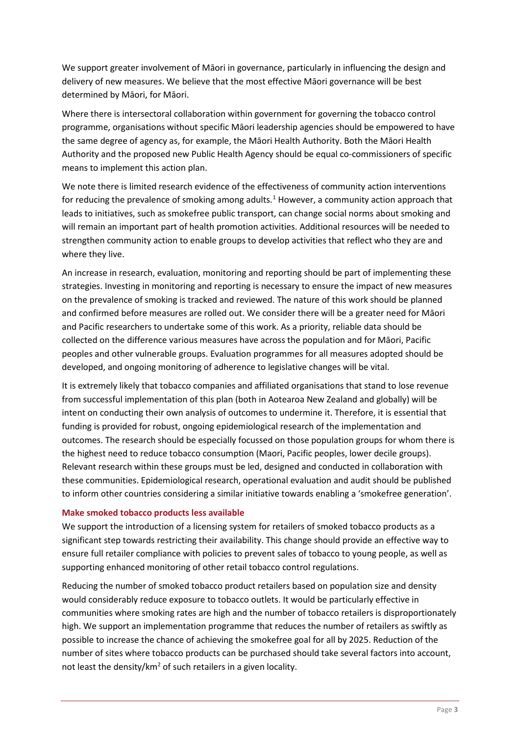We support greater involvement of Māori in governance, particularly in influencing the design and delivery of new measures. We believe that the most effective Māori governance will be best determined by Māori, for Māori.

Where there is intersectoral collaboration within government for governing the tobacco control programme, organisations without specific Māori leadership agencies should be empowered to have the same degree of agency as, for example, the Māori Health Authority. Both the Māori Health Authority and the proposed new Public Health Agency should be equal co-commissioners of specific means to implement this action plan.

We note there is limited research evidence of the effectiveness of community action interventions for reducing the prevalence of smoking among adults.[1] However, a community action approach that leads to initiatives, such as smokefree public transport, can change social norms about smoking and will remain an important part of health promotion activities. Additional resources will be needed to strengthen community action to enable groups to develop activities that reflect who they are and where they live.

An increase in research, evaluation, monitoring and reporting should be part of implementing these strategies. Investing in monitoring and reporting is necessary to ensure the impact of new measures on the prevalence of smoking is tracked and reviewed. The nature of this work should be planned and confirmed before measures are rolled out. We consider there will be a greater need for Māori and Pacific researchers to undertake some of this work. As a priority, reliable data should be collected on the difference various measures have across the population and for Māori, Pacific peoples and other vulnerable groups. Evaluation programmes for all measures adopted should be developed, and ongoing monitoring of adherence to legislative changes will be vital.

It is extremely likely that tobacco companies and affiliated organisations that stand to lose revenue from successful implementation of this plan (both in Aotearoa New Zealand and globally) will be intent on conducting their own analysis of outcomes to undermine it. Therefore, it is essential that funding is provided for robust, ongoing epidemiological research of the implementation and outcomes. The research should be especially focussed on those population groups for whom there is the highest need to reduce tobacco consumption (Maori, Pacific peoples, lower decile groups). Relevant research within these groups must be led, designed and conducted in collaboration with these communities. Epidemiological research, operational evaluation and audit should be published to inform other countries considering a similar initiative towards enabling a 'smokefree generation'.

### Make smoked tobacco products less available

We support the introduction of a licensing system for retailers of smoked tobacco products as a significant step towards restricting their availability. This change should provide an effective way to ensure full retailer compliance with policies to prevent sales of tobacco to young people, as well as supporting enhanced monitoring of other retail tobacco control regulations.

Reducing the number of smoked tobacco product retailers based on population size and density would considerably reduce exposure to tobacco outlets. It would be particularly effective in communities where smoking rates are high and the number of tobacco retailers is disproportionately high. We support an implementation programme that reduces the number of retailers as swiftly as possible to increase the chance of achieving the smokefree goal for all by 2025. Reduction of the number of sites where tobacco products can be purchased should take several factors into account, not least the density/$km^2$ of such retailers in a given locality.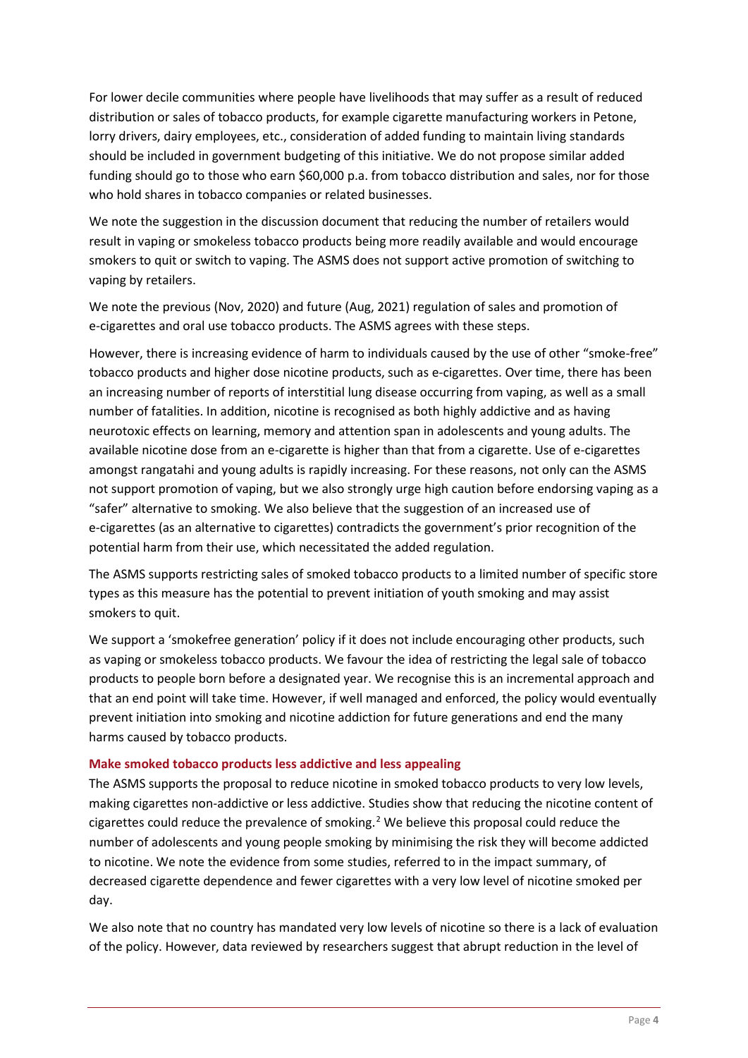For lower decile communities where people have livelihoods that may suffer as a result of reduced distribution or sales of tobacco products, for example cigarette manufacturing workers in Petone, lorry drivers, dairy employees, etc., consideration of added funding to maintain living standards should be included in government budgeting of this initiative. We do not propose similar added funding should go to those who earn $60,000 p.a. from tobacco distribution and sales, nor for those who hold shares in tobacco companies or related businesses.

We note the suggestion in the discussion document that reducing the number of retailers would result in vaping or smokeless tobacco products being more readily available and would encourage smokers to quit or switch to vaping. The ASMS does not support active promotion of switching to vaping by retailers.

We note the previous (Nov, 2020) and future (Aug, 2021) regulation of sales and promotion of e-cigarettes and oral use tobacco products. The ASMS agrees with these steps.

However, there is increasing evidence of harm to individuals caused by the use of other "smoke-free" tobacco products and higher dose nicotine products, such as e-cigarettes. Over time, there has been an increasing number of reports of interstitial lung disease occurring from vaping, as well as a small number of fatalities. In addition, nicotine is recognised as both highly addictive and as having neurotoxic effects on learning, memory and attention span in adolescents and young adults. The available nicotine dose from an e-cigarette is higher than that from a cigarette. Use of e-cigarettes amongst rangatahi and young adults is rapidly increasing. For these reasons, not only can the ASMS not support promotion of vaping, but we also strongly urge high caution before endorsing vaping as a "safer" alternative to smoking. We also believe that the suggestion of an increased use of e-cigarettes (as an alternative to cigarettes) contradicts the government's prior recognition of the potential harm from their use, which necessitated the added regulation.

The ASMS supports restricting sales of smoked tobacco products to a limited number of specific store types as this measure has the potential to prevent initiation of youth smoking and may assist smokers to quit.

We support a 'smokefree generation' policy if it does not include encouraging other products, such as vaping or smokeless tobacco products. We favour the idea of restricting the legal sale of tobacco products to people born before a designated year. We recognise this is an incremental approach and that an end point will take time. However, if well managed and enforced, the policy would eventually prevent initiation into smoking and nicotine addiction for future generations and end the many harms caused by tobacco products.

### Make smoked tobacco products less addictive and less appealing

The ASMS supports the proposal to reduce nicotine in smoked tobacco products to very low levels, making cigarettes non-addictive or less addictive. Studies show that reducing the nicotine content of cigarettes could reduce the prevalence of smoking.[2] We believe this proposal could reduce the number of adolescents and young people smoking by minimising the risk they will become addicted to nicotine. We note the evidence from some studies, referred to in the impact summary, of decreased cigarette dependence and fewer cigarettes with a very low level of nicotine smoked per day.

We also note that no country has mandated very low levels of nicotine so there is a lack of evaluation of the policy. However, data reviewed by researchers suggest that abrupt reduction in the level of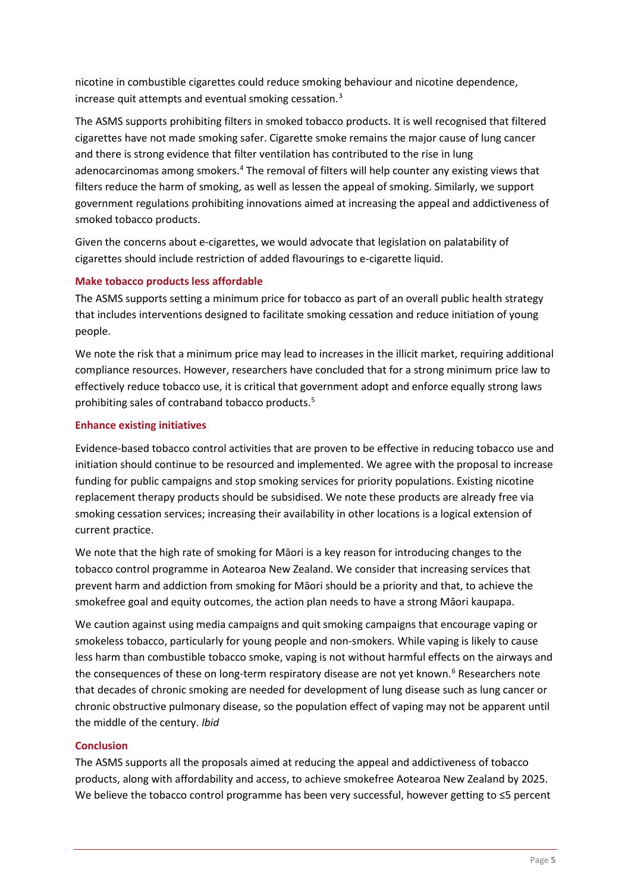nicotine in combustible cigarettes could reduce smoking behaviour and nicotine dependence, increase quit attempts and eventual smoking cessation.[3]

The ASMS supports prohibiting filters in smoked tobacco products. It is well recognised that filtered cigarettes have not made smoking safer. Cigarette smoke remains the major cause of lung cancer and there is strong evidence that filter ventilation has contributed to the rise in lung adenocarcinomas among smokers.[4] The removal of filters will help counter any existing views that filters reduce the harm of smoking, as well as lessen the appeal of smoking. Similarly, we support government regulations prohibiting innovations aimed at increasing the appeal and addictiveness of smoked tobacco products.

Given the concerns about e-cigarettes, we would advocate that legislation on palatability of cigarettes should include restriction of added flavourings to e-cigarette liquid.

### Make tobacco products less affordable

The ASMS supports setting a minimum price for tobacco as part of an overall public health strategy that includes interventions designed to facilitate smoking cessation and reduce initiation of young people.

We note the risk that a minimum price may lead to increases in the illicit market, requiring additional compliance resources. However, researchers have concluded that for a strong minimum price law to effectively reduce tobacco use, it is critical that government adopt and enforce equally strong laws prohibiting sales of contraband tobacco products.[5]

### Enhance existing initiatives

Evidence-based tobacco control activities that are proven to be effective in reducing tobacco use and initiation should continue to be resourced and implemented. We agree with the proposal to increase funding for public campaigns and stop smoking services for priority populations. Existing nicotine replacement therapy products should be subsidised. We note these products are already free via smoking cessation services; increasing their availability in other locations is a logical extension of current practice.

We note that the high rate of smoking for Māori is a key reason for introducing changes to the tobacco control programme in Aotearoa New Zealand. We consider that increasing services that prevent harm and addiction from smoking for Māori should be a priority and that, to achieve the smokefree goal and equity outcomes, the action plan needs to have a strong Māori kaupapa.

We caution against using media campaigns and quit smoking campaigns that encourage vaping or smokeless tobacco, particularly for young people and non-smokers. While vaping is likely to cause less harm than combustible tobacco smoke, vaping is not without harmful effects on the airways and the consequences of these on long-term respiratory disease are not yet known.[6] Researchers note that decades of chronic smoking are needed for development of lung disease such as lung cancer or chronic obstructive pulmonary disease, so the population effect of vaping may not be apparent until the middle of the century. *Ibid*

### Conclusion

The ASMS supports all the proposals aimed at reducing the appeal and addictiveness of tobacco products, along with affordability and access, to achieve smokefree Aotearoa New Zealand by 2025. We believe the tobacco control programme has been very successful, however getting to ≤5 percent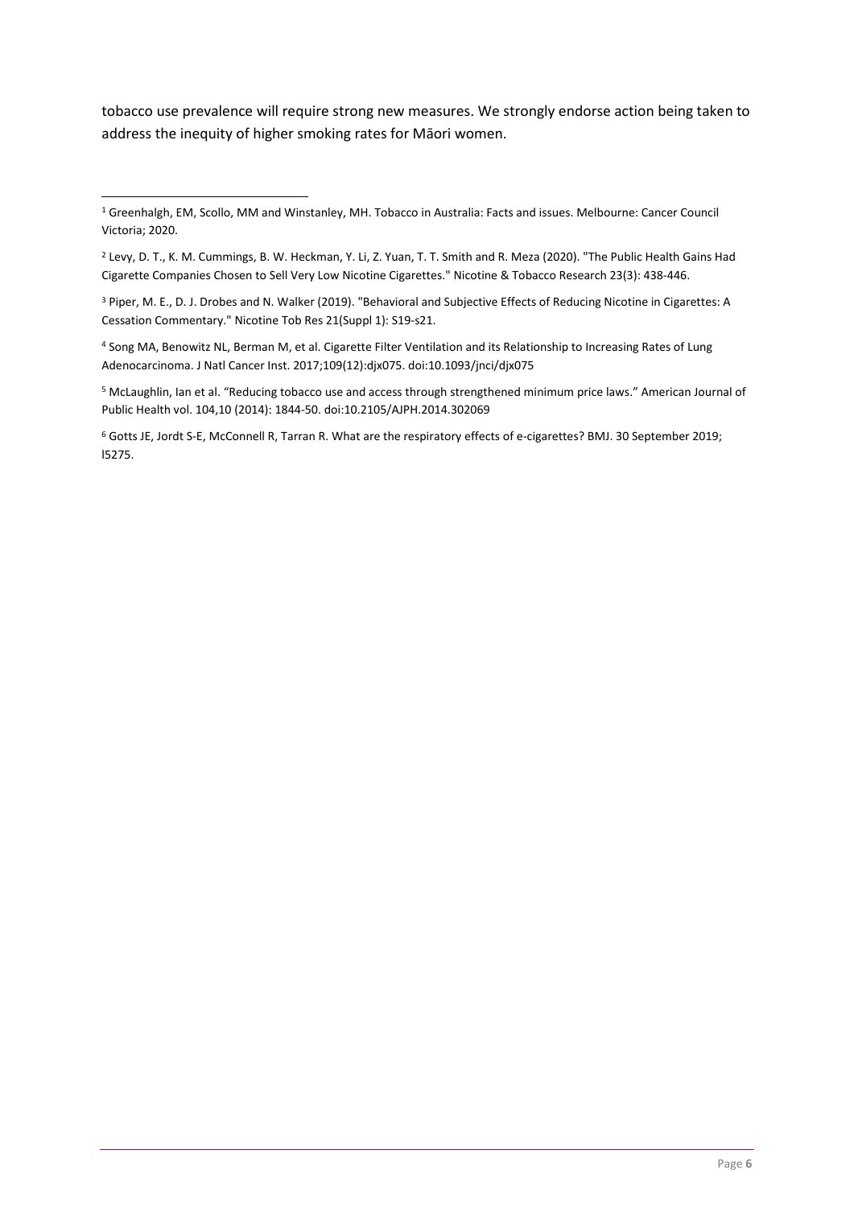tobacco use prevalence will require strong new measures. We strongly endorse action being taken to address the inequity of higher smoking rates for Māori women.

---

[1] Greenhalgh, EM, Scollo, MM and Winstanley, MH. Tobacco in Australia: Facts and issues. Melbourne: Cancer Council Victoria; 2020.

[2] Levy, D. T., K. M. Cummings, B. W. Heckman, Y. Li, Z. Yuan, T. T. Smith and R. Meza (2020). "The Public Health Gains Had Cigarette Companies Chosen to Sell Very Low Nicotine Cigarettes." Nicotine & Tobacco Research 23(3): 438-446.

[3] Piper, M. E., D. J. Drobes and N. Walker (2019). "Behavioral and Subjective Effects of Reducing Nicotine in Cigarettes: A Cessation Commentary." Nicotine Tob Res 21(Suppl 1): S19-s21.

[4] Song MA, Benowitz NL, Berman M, et al. Cigarette Filter Ventilation and its Relationship to Increasing Rates of Lung Adenocarcinoma. J Natl Cancer Inst. 2017;109(12):djx075. doi:10.1093/jnci/djx075

[5] McLaughlin, Ian et al. "Reducing tobacco use and access through strengthened minimum price laws." American Journal of Public Health vol. 104,10 (2014): 1844-50. doi:10.2105/AJPH.2014.302069

[6] Gotts JE, Jordt S-E, McConnell R, Tarran R. What are the respiratory effects of e-cigarettes? BMJ. 30 September 2019; l5275.